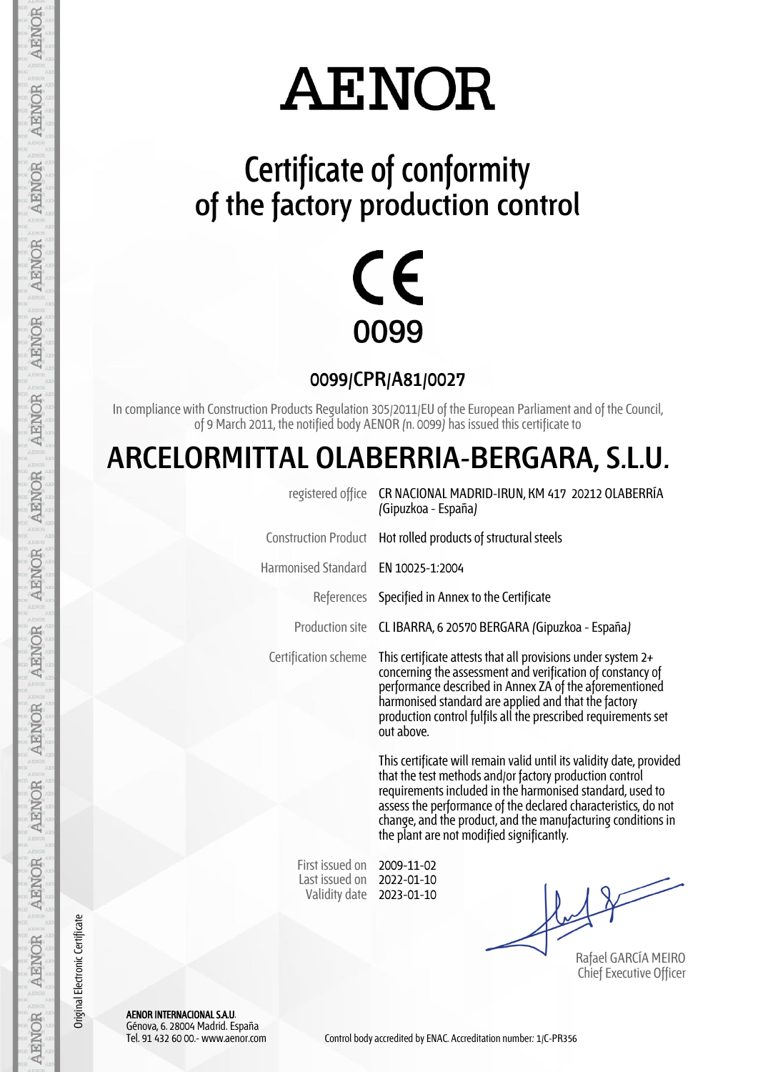# AENOR

## Certificate of conformity of the factory production control

CE
0099

### 0099/CPR/A81/0027

In compliance with Construction Products Regulation 305/2011/EU of the European Parliament and of the Council, of 9 March 2011, the notified body AENOR (n. 0099) has issued this certificate to

# ARCELORMITTAL OLABERRIA-BERGARA, S.L.U.

| | |
|---|---|
| registered office | CR NACIONAL MADRID-IRUN, KM 417 20212 OLABERRÍA (Gipuzkoa - España) |
| Construction Product | Hot rolled products of structural steels |
| Harmonised Standard | EN 10025-1:2004 |
| References | Specified in Annex to the Certificate |
| Production site | CL IBARRA, 6 20570 BERGARA (Gipuzkoa - España) |
| Certification scheme | This certificate attests that all provisions under system 2+ concerning the assessment and verification of constancy of performance described in Annex ZA of the aforementioned harmonised standard are applied and that the factory production control fulfils all the prescribed requirements set out above. |

This certificate will remain valid until its validity date, provided that the test methods and/or factory production control requirements included in the harmonised standard, used to assess the performance of the declared characteristics, do not change, and the product, and the manufacturing conditions in the plant are not modified significantly.

First issued on 2009-11-02
Last issued on 2022-01-10
Validity date 2023-01-10

Rafael GARCÍA MEIRO
Chief Executive Officer

Original Electronic Certificate

**AENOR INTERNACIONAL S.A.U.**
Génova, 6. 28004 Madrid. España
Tel. 91 432 60 00.- www.aenor.com

Control body accredited by ENAC. Accreditation number: 1/C-PR356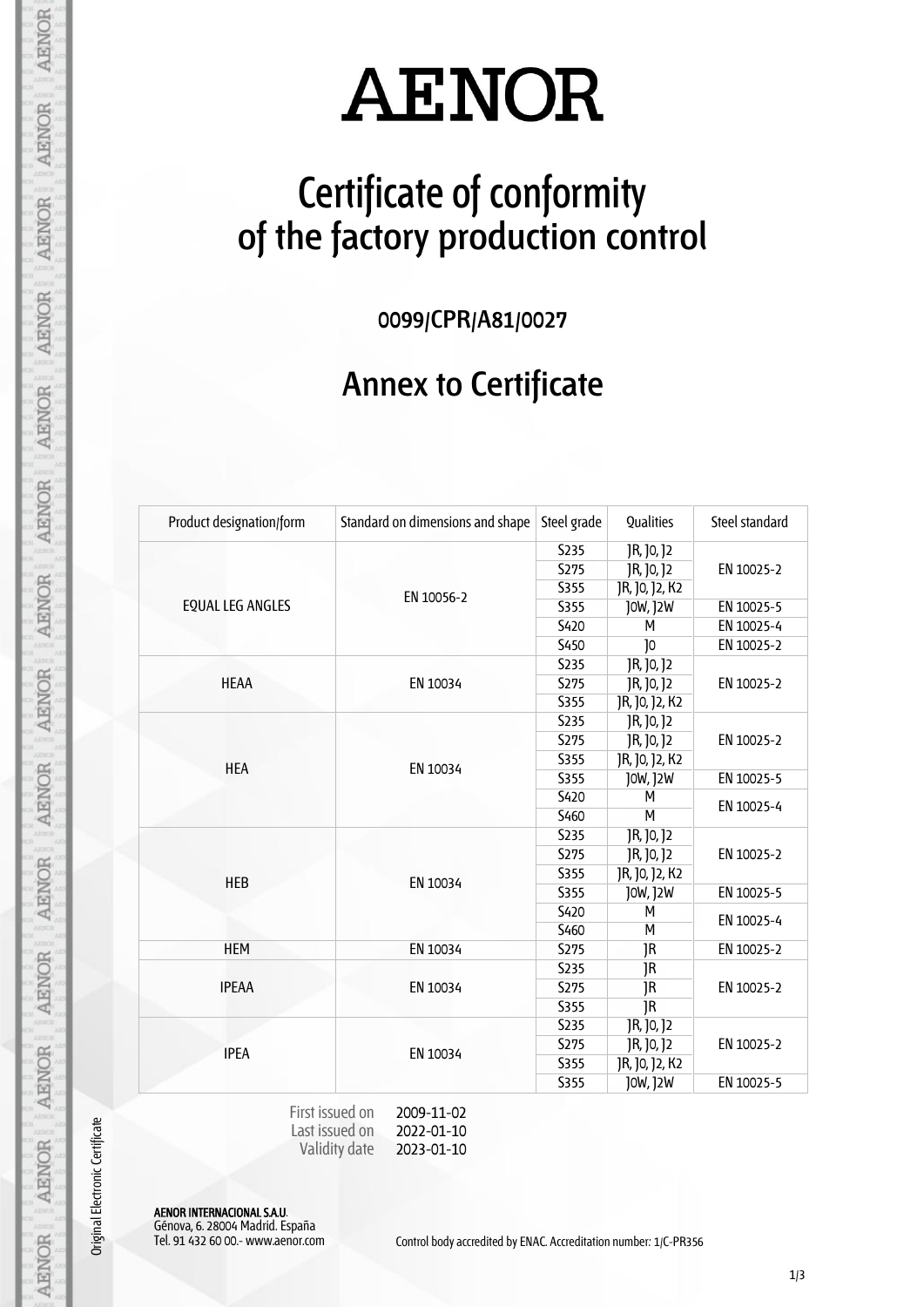# AENOR

# Certificate of conformity of the factory production control

### 0099/CPR/A81/0027

## Annex to Certificate

| Product designation/form | Standard on dimensions and shape | Steel grade | Qualities | Steel standard |
|---|---|---|---|---|
| EQUAL LEG ANGLES | EN 10056-2 | S235 | JR, J0, J2 | EN 10025-2 |
| | | S275 | JR, J0, J2 | |
| | | S355 | JR, J0, J2, K2 | |
| | | S355 | J0W, J2W | EN 10025-5 |
| | | S420 | M | EN 10025-4 |
| | | S450 | J0 | EN 10025-2 |
| HEAA | EN 10034 | S235 | JR, J0, J2 | EN 10025-2 |
| | | S275 | JR, J0, J2 | |
| | | S355 | JR, J0, J2, K2 | |
| HEA | EN 10034 | S235 | JR, J0, J2 | EN 10025-2 |
| | | S275 | JR, J0, J2 | |
| | | S355 | JR, J0, J2, K2 | |
| | | S355 | J0W, J2W | EN 10025-5 |
| | | S420 | M | EN 10025-4 |
| | | S460 | M | |
| HEB | EN 10034 | S235 | JR, J0, J2 | EN 10025-2 |
| | | S275 | JR, J0, J2 | |
| | | S355 | JR, J0, J2, K2 | |
| | | S355 | J0W, J2W | EN 10025-5 |
| | | S420 | M | EN 10025-4 |
| | | S460 | M | |
| HEM | EN 10034 | S275 | JR | EN 10025-2 |
| IPEAA | EN 10034 | S235 | JR | EN 10025-2 |
| | | S275 | JR | |
| | | S355 | JR | |
| IPEA | EN 10034 | S235 | JR, J0, J2 | EN 10025-2 |
| | | S275 | JR, J0, J2 | |
| | | S355 | JR, J0, J2, K2 | |
| | | S355 | J0W, J2W | EN 10025-5 |

First issued on 2009-11-02
Last issued on 2022-01-10
Validity date 2023-01-10

Original Electronic Certificate

**AENOR INTERNACIONAL S.A.U.**
Génova, 6. 28004 Madrid. España
Tel. 91 432 60 00.- www.aenor.com

Control body accredited by ENAC. Accreditation number: 1/C-PR356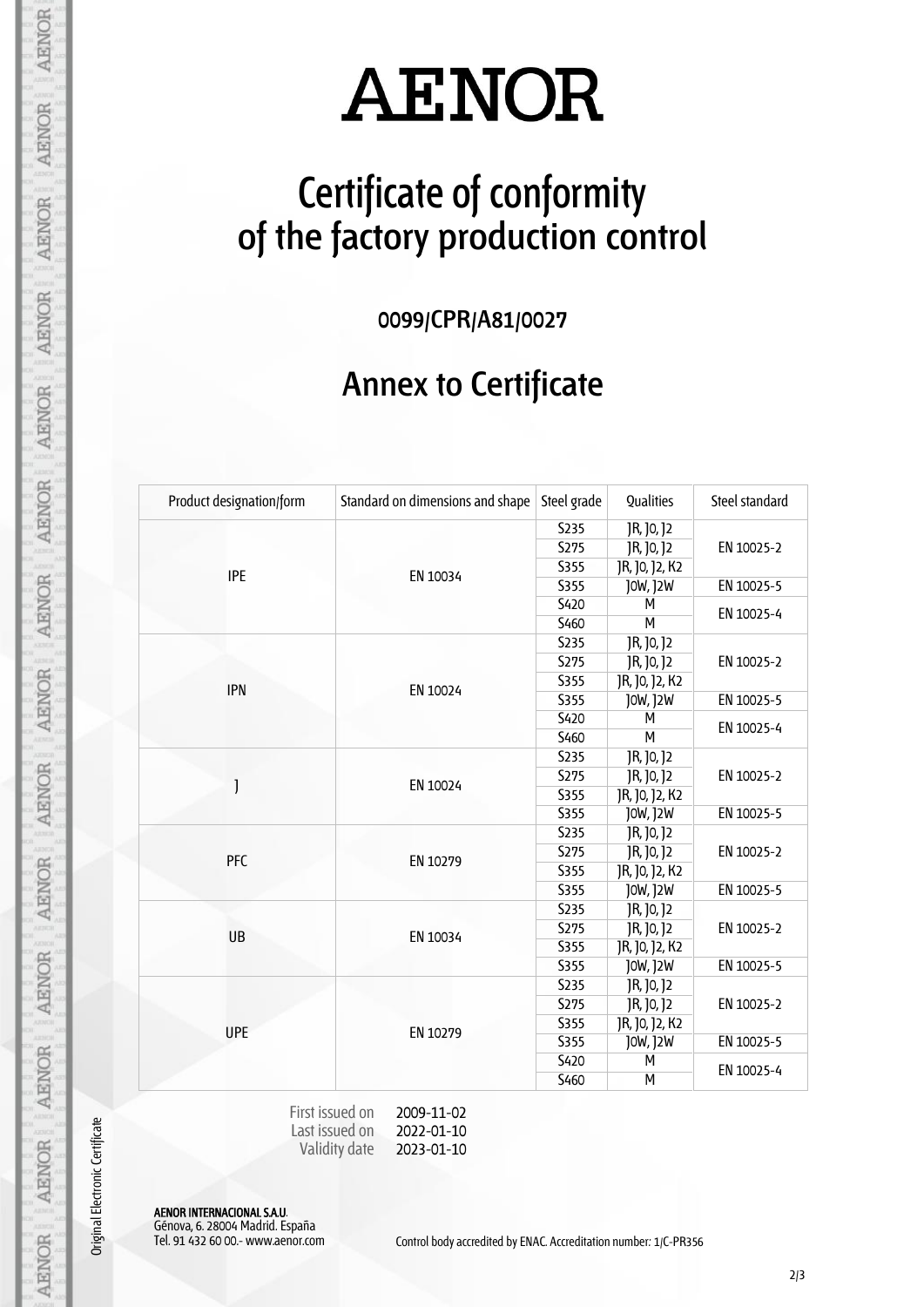# AENOR

# Certificate of conformity of the factory production control

**0099/CPR/A81/0027**

## Annex to Certificate

| Product designation/form | Standard on dimensions and shape | Steel grade | Qualities | Steel standard |
|---|---|---|---|---|
| IPE | EN 10034 | S235 | JR, J0, J2 | EN 10025-2 |
| | | S275 | JR, J0, J2 | |
| | | S355 | JR, J0, J2, K2 | |
| | | S355 | J0W, J2W | EN 10025-5 |
| | | S420 | M | EN 10025-4 |
| | | S460 | M | |
| IPN | EN 10024 | S235 | JR, J0, J2 | EN 10025-2 |
| | | S275 | JR, J0, J2 | |
| | | S355 | JR, J0, J2, K2 | |
| | | S355 | J0W, J2W | EN 10025-5 |
| | | S420 | M | EN 10025-4 |
| | | S460 | M | |
| J | EN 10024 | S235 | JR, J0, J2 | EN 10025-2 |
| | | S275 | JR, J0, J2 | |
| | | S355 | JR, J0, J2, K2 | |
| | | S355 | J0W, J2W | EN 10025-5 |
| PFC | EN 10279 | S235 | JR, J0, J2 | EN 10025-2 |
| | | S275 | JR, J0, J2 | |
| | | S355 | JR, J0, J2, K2 | |
| | | S355 | J0W, J2W | EN 10025-5 |
| UB | EN 10034 | S235 | JR, J0, J2 | EN 10025-2 |
| | | S275 | JR, J0, J2 | |
| | | S355 | JR, J0, J2, K2 | |
| | | S355 | J0W, J2W | EN 10025-5 |
| UPE | EN 10279 | S235 | JR, J0, J2 | EN 10025-2 |
| | | S275 | JR, J0, J2 | |
| | | S355 | JR, J0, J2, K2 | |
| | | S355 | J0W, J2W | EN 10025-5 |
| | | S420 | M | EN 10025-4 |
| | | S460 | M | |

First issued on 2009-11-02
Last issued on 2022-01-10
Validity date 2023-01-10

Original Electronic Certificate

**AENOR INTERNACIONAL S.A.U.**
Génova, 6. 28004 Madrid. España
Tel. 91 432 60 00.- www.aenor.com

Control body accredited by ENAC. Accreditation number: 1/C-PR356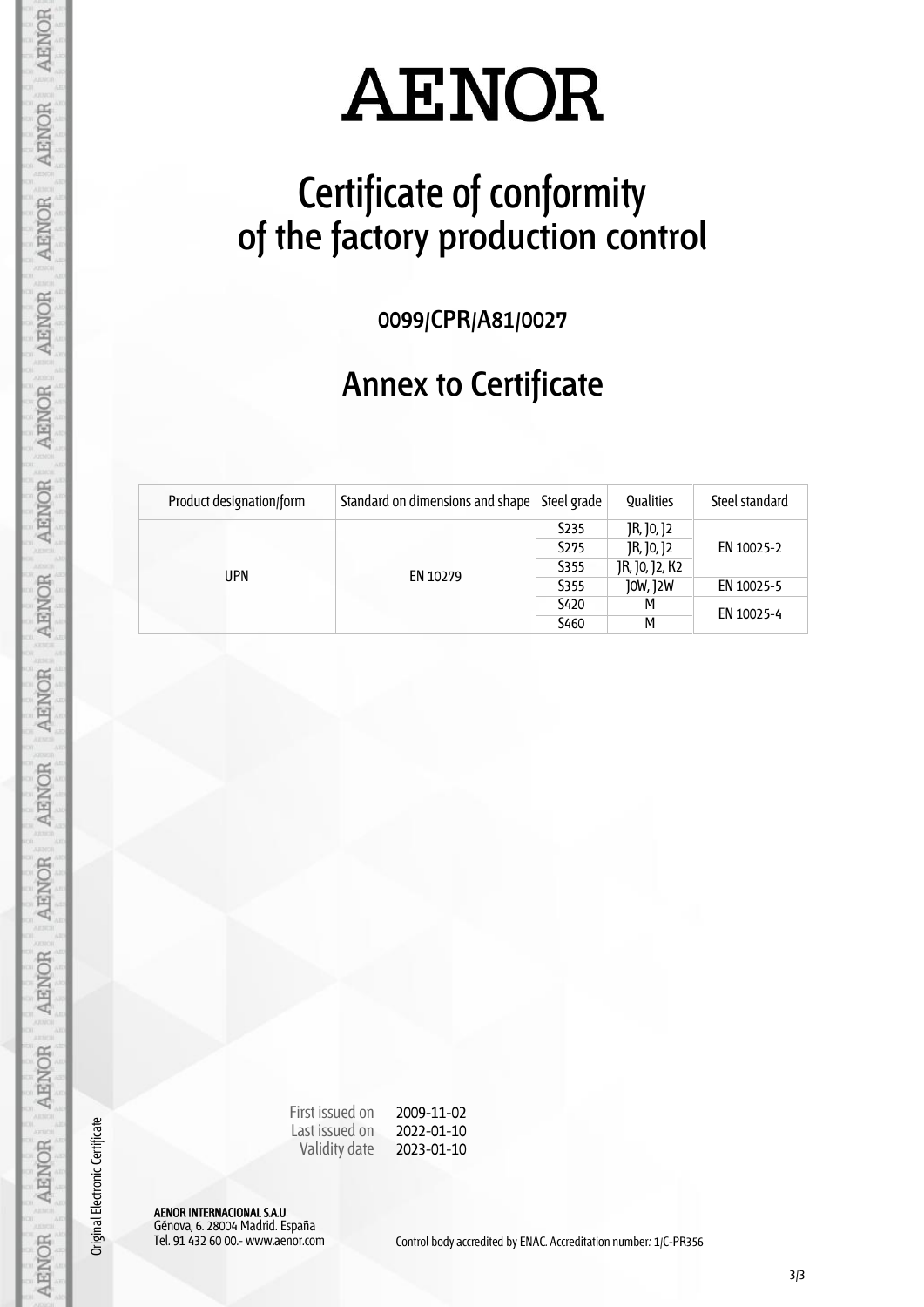# AENOR

## Certificate of conformity of the factory production control

**0099/CPR/A81/0027**

## Annex to Certificate

| Product designation/form | Standard on dimensions and shape | Steel grade | Qualities | Steel standard |
|---|---|---|---|---|
| UPN | EN 10279 | S235 | JR, J0, J2 | EN 10025-2 |
| | | S275 | JR, J0, J2 | |
| | | S355 | JR, J0, J2, K2 | |
| | | S355 | J0W, J2W | EN 10025-5 |
| | | S420 | M | EN 10025-4 |
| | | S460 | M | |

First issued on 2009-11-02
Last issued on 2022-01-10
Validity date 2023-01-10

Original Electronic Certificate

**AENOR INTERNACIONAL S.A.U.**
Génova, 6. 28004 Madrid. España
Tel. 91 432 60 00.- www.aenor.com

Control body accredited by ENAC. Accreditation number: 1/C-PR356